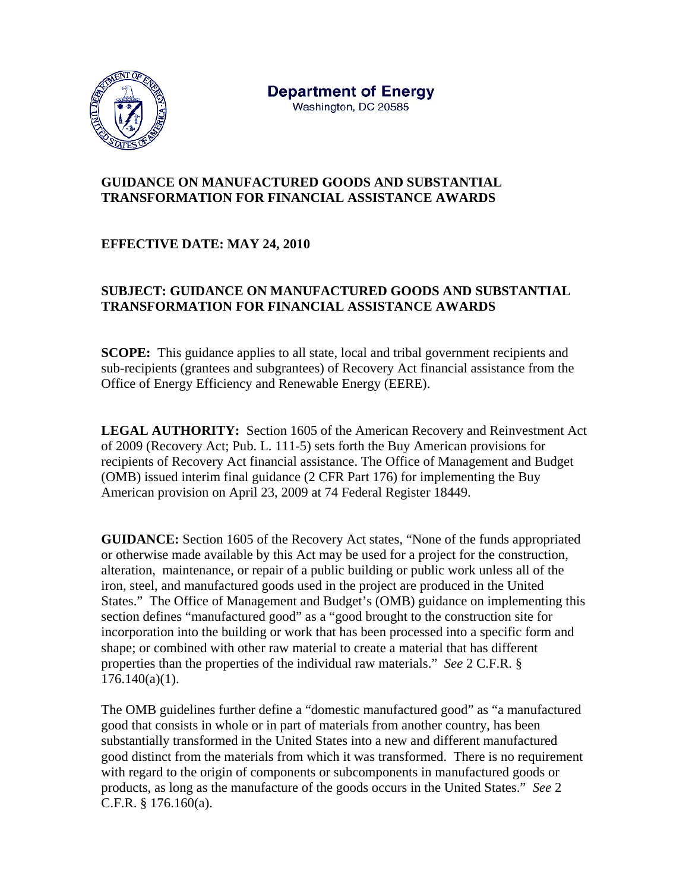**Department of Energy**
Washington, DC 20585

**GUIDANCE ON MANUFACTURED GOODS AND SUBSTANTIAL TRANSFORMATION FOR FINANCIAL ASSISTANCE AWARDS**

**EFFECTIVE DATE: MAY 24, 2010**

**SUBJECT: GUIDANCE ON MANUFACTURED GOODS AND SUBSTANTIAL TRANSFORMATION FOR FINANCIAL ASSISTANCE AWARDS**

**SCOPE:** This guidance applies to all state, local and tribal government recipients and sub-recipients (grantees and subgrantees) of Recovery Act financial assistance from the Office of Energy Efficiency and Renewable Energy (EERE).

**LEGAL AUTHORITY:** Section 1605 of the American Recovery and Reinvestment Act of 2009 (Recovery Act; Pub. L. 111-5) sets forth the Buy American provisions for recipients of Recovery Act financial assistance. The Office of Management and Budget (OMB) issued interim final guidance (2 CFR Part 176) for implementing the Buy American provision on April 23, 2009 at 74 Federal Register 18449.

**GUIDANCE:** Section 1605 of the Recovery Act states, "None of the funds appropriated or otherwise made available by this Act may be used for a project for the construction, alteration, maintenance, or repair of a public building or public work unless all of the iron, steel, and manufactured goods used in the project are produced in the United States." The Office of Management and Budget's (OMB) guidance on implementing this section defines "manufactured good" as a "good brought to the construction site for incorporation into the building or work that has been processed into a specific form and shape; or combined with other raw material to create a material that has different properties than the properties of the individual raw materials." *See* 2 C.F.R. § 176.140(a)(1).

The OMB guidelines further define a "domestic manufactured good" as "a manufactured good that consists in whole or in part of materials from another country, has been substantially transformed in the United States into a new and different manufactured good distinct from the materials from which it was transformed. There is no requirement with regard to the origin of components or subcomponents in manufactured goods or products, as long as the manufacture of the goods occurs in the United States." *See* 2 C.F.R. § 176.160(a).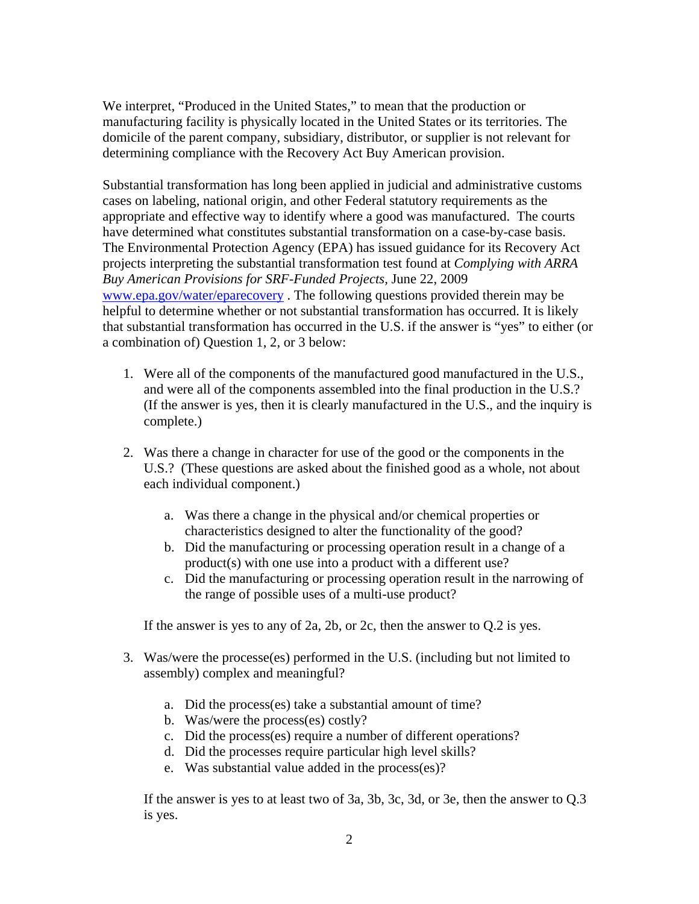We interpret, "Produced in the United States," to mean that the production or manufacturing facility is physically located in the United States or its territories. The domicile of the parent company, subsidiary, distributor, or supplier is not relevant for determining compliance with the Recovery Act Buy American provision.

Substantial transformation has long been applied in judicial and administrative customs cases on labeling, national origin, and other Federal statutory requirements as the appropriate and effective way to identify where a good was manufactured. The courts have determined what constitutes substantial transformation on a case-by-case basis. The Environmental Protection Agency (EPA) has issued guidance for its Recovery Act projects interpreting the substantial transformation test found at *Complying with ARRA Buy American Provisions for SRF-Funded Projects,* June 22, 2009 www.epa.gov/water/eparecovery . The following questions provided therein may be helpful to determine whether or not substantial transformation has occurred. It is likely that substantial transformation has occurred in the U.S. if the answer is "yes" to either (or a combination of) Question 1, 2, or 3 below:

1. Were all of the components of the manufactured good manufactured in the U.S., and were all of the components assembled into the final production in the U.S.? (If the answer is yes, then it is clearly manufactured in the U.S., and the inquiry is complete.)

2. Was there a change in character for use of the good or the components in the U.S.? (These questions are asked about the finished good as a whole, not about each individual component.)

   a. Was there a change in the physical and/or chemical properties or characteristics designed to alter the functionality of the good?
   b. Did the manufacturing or processing operation result in a change of a product(s) with one use into a product with a different use?
   c. Did the manufacturing or processing operation result in the narrowing of the range of possible uses of a multi-use product?

   If the answer is yes to any of 2a, 2b, or 2c, then the answer to Q.2 is yes.

3. Was/were the processe(es) performed in the U.S. (including but not limited to assembly) complex and meaningful?

   a. Did the process(es) take a substantial amount of time?
   b. Was/were the process(es) costly?
   c. Did the process(es) require a number of different operations?
   d. Did the processes require particular high level skills?
   e. Was substantial value added in the process(es)?

   If the answer is yes to at least two of 3a, 3b, 3c, 3d, or 3e, then the answer to Q.3 is yes.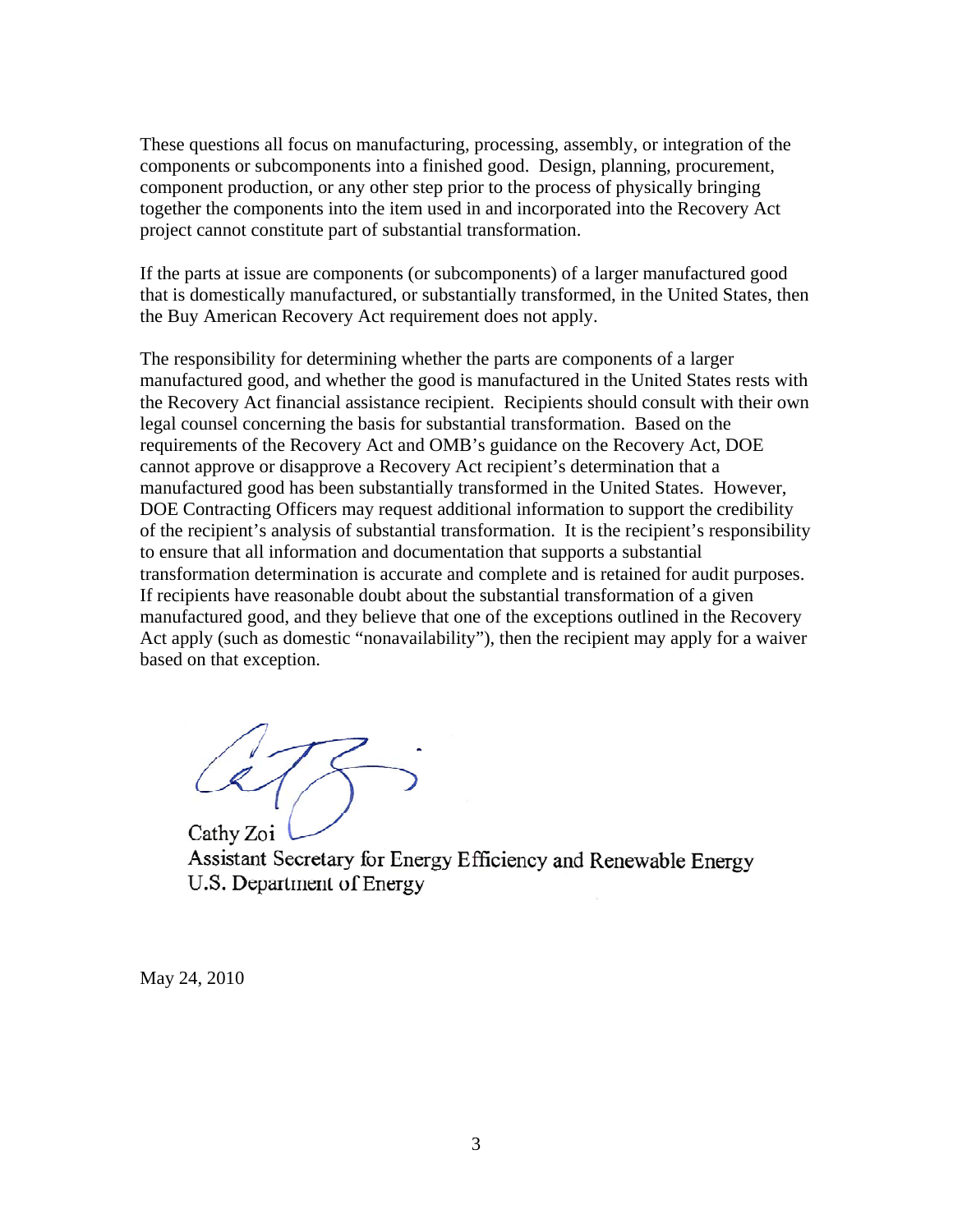These questions all focus on manufacturing, processing, assembly, or integration of the components or subcomponents into a finished good. Design, planning, procurement, component production, or any other step prior to the process of physically bringing together the components into the item used in and incorporated into the Recovery Act project cannot constitute part of substantial transformation.

If the parts at issue are components (or subcomponents) of a larger manufactured good that is domestically manufactured, or substantially transformed, in the United States, then the Buy American Recovery Act requirement does not apply.

The responsibility for determining whether the parts are components of a larger manufactured good, and whether the good is manufactured in the United States rests with the Recovery Act financial assistance recipient. Recipients should consult with their own legal counsel concerning the basis for substantial transformation. Based on the requirements of the Recovery Act and OMB's guidance on the Recovery Act, DOE cannot approve or disapprove a Recovery Act recipient's determination that a manufactured good has been substantially transformed in the United States. However, DOE Contracting Officers may request additional information to support the credibility of the recipient's analysis of substantial transformation. It is the recipient's responsibility to ensure that all information and documentation that supports a substantial transformation determination is accurate and complete and is retained for audit purposes. If recipients have reasonable doubt about the substantial transformation of a given manufactured good, and they believe that one of the exceptions outlined in the Recovery Act apply (such as domestic "nonavailability"), then the recipient may apply for a waiver based on that exception.

Cathy Zoi
Assistant Secretary for Energy Efficiency and Renewable Energy
U.S. Department of Energy

May 24, 2010